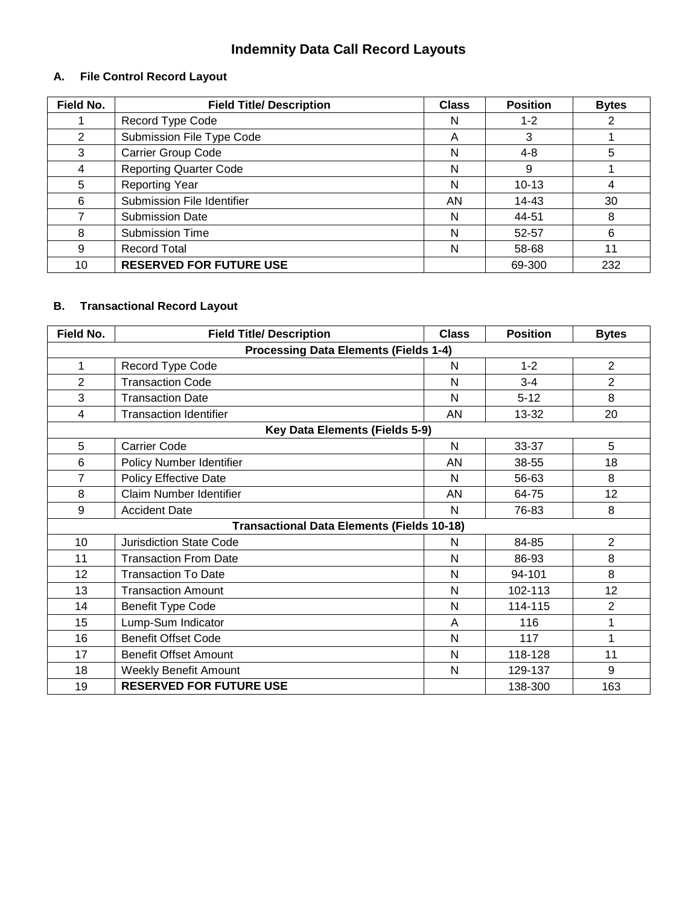# Indemnity Data Call Record Layouts

## A. File Control Record Layout

| Field No. | Field Title/ Description | Class | Position | Bytes |
|---|---|---|---|---|
| 1 | Record Type Code | N | 1-2 | 2 |
| 2 | Submission File Type Code | A | 3 | 1 |
| 3 | Carrier Group Code | N | 4-8 | 5 |
| 4 | Reporting Quarter Code | N | 9 | 1 |
| 5 | Reporting Year | N | 10-13 | 4 |
| 6 | Submission File Identifier | AN | 14-43 | 30 |
| 7 | Submission Date | N | 44-51 | 8 |
| 8 | Submission Time | N | 52-57 | 6 |
| 9 | Record Total | N | 58-68 | 11 |
| 10 | **RESERVED FOR FUTURE USE** | | 69-300 | 232 |

## B. Transactional Record Layout

| Field No. | Field Title/ Description | Class | Position | Bytes |
|---|---|---|---|---|
| **Processing Data Elements (Fields 1-4)** | | | | |
| 1 | Record Type Code | N | 1-2 | 2 |
| 2 | Transaction Code | N | 3-4 | 2 |
| 3 | Transaction Date | N | 5-12 | 8 |
| 4 | Transaction Identifier | AN | 13-32 | 20 |
| **Key Data Elements (Fields 5-9)** | | | | |
| 5 | Carrier Code | N | 33-37 | 5 |
| 6 | Policy Number Identifier | AN | 38-55 | 18 |
| 7 | Policy Effective Date | N | 56-63 | 8 |
| 8 | Claim Number Identifier | AN | 64-75 | 12 |
| 9 | Accident Date | N | 76-83 | 8 |
| **Transactional Data Elements (Fields 10-18)** | | | | |
| 10 | Jurisdiction State Code | N | 84-85 | 2 |
| 11 | Transaction From Date | N | 86-93 | 8 |
| 12 | Transaction To Date | N | 94-101 | 8 |
| 13 | Transaction Amount | N | 102-113 | 12 |
| 14 | Benefit Type Code | N | 114-115 | 2 |
| 15 | Lump-Sum Indicator | A | 116 | 1 |
| 16 | Benefit Offset Code | N | 117 | 1 |
| 17 | Benefit Offset Amount | N | 118-128 | 11 |
| 18 | Weekly Benefit Amount | N | 129-137 | 9 |
| 19 | **RESERVED FOR FUTURE USE** | | 138-300 | 163 |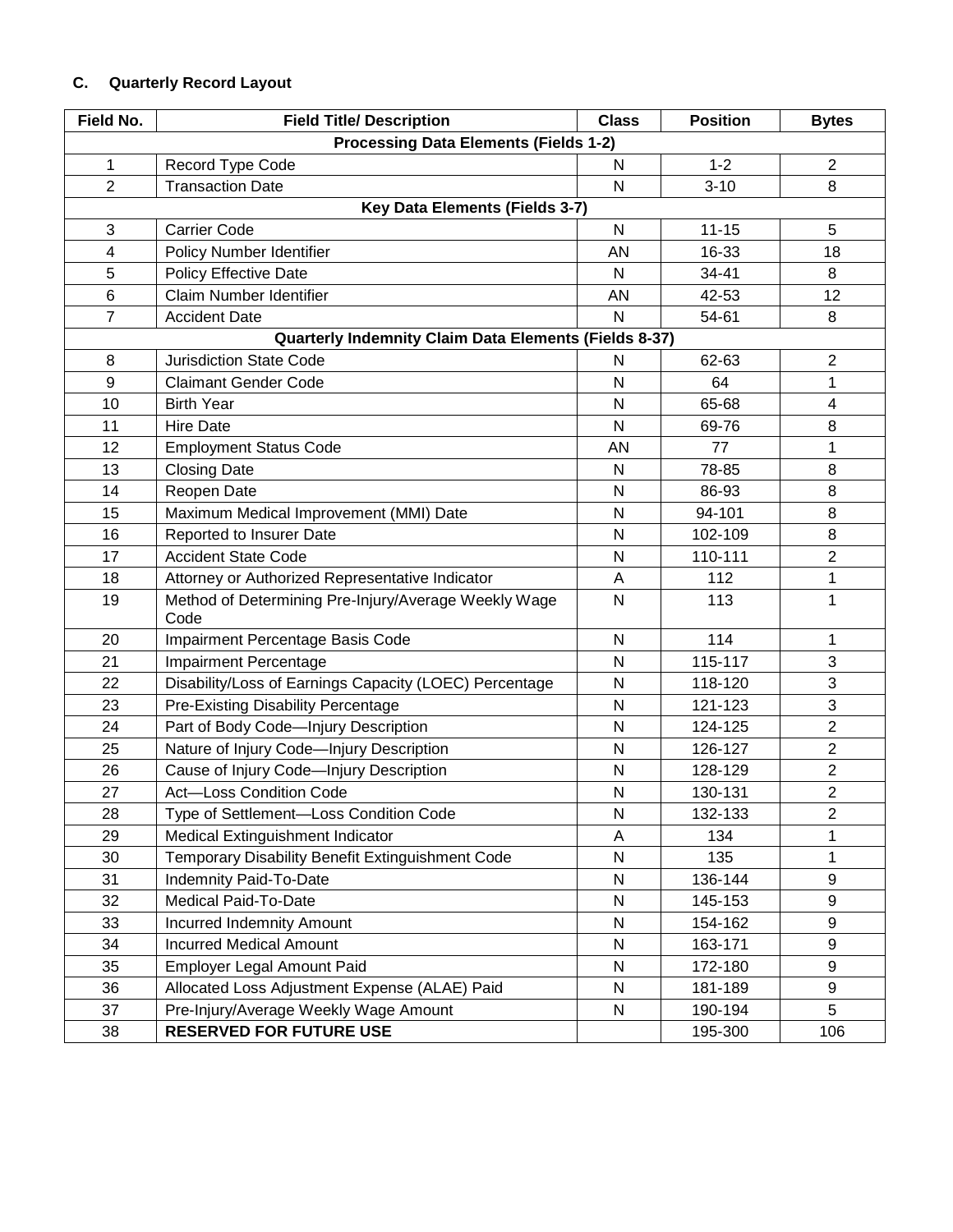### C. Quarterly Record Layout

| Field No. | Field Title/ Description | Class | Position | Bytes |
|---|---|---|---|---|
| **Processing Data Elements (Fields 1-2)** | | | | |
| 1 | Record Type Code | N | 1-2 | 2 |
| 2 | Transaction Date | N | 3-10 | 8 |
| **Key Data Elements (Fields 3-7)** | | | | |
| 3 | Carrier Code | N | 11-15 | 5 |
| 4 | Policy Number Identifier | AN | 16-33 | 18 |
| 5 | Policy Effective Date | N | 34-41 | 8 |
| 6 | Claim Number Identifier | AN | 42-53 | 12 |
| 7 | Accident Date | N | 54-61 | 8 |
| **Quarterly Indemnity Claim Data Elements (Fields 8-37)** | | | | |
| 8 | Jurisdiction State Code | N | 62-63 | 2 |
| 9 | Claimant Gender Code | N | 64 | 1 |
| 10 | Birth Year | N | 65-68 | 4 |
| 11 | Hire Date | N | 69-76 | 8 |
| 12 | Employment Status Code | AN | 77 | 1 |
| 13 | Closing Date | N | 78-85 | 8 |
| 14 | Reopen Date | N | 86-93 | 8 |
| 15 | Maximum Medical Improvement (MMI) Date | N | 94-101 | 8 |
| 16 | Reported to Insurer Date | N | 102-109 | 8 |
| 17 | Accident State Code | N | 110-111 | 2 |
| 18 | Attorney or Authorized Representative Indicator | A | 112 | 1 |
| 19 | Method of Determining Pre-Injury/Average Weekly Wage Code | N | 113 | 1 |
| 20 | Impairment Percentage Basis Code | N | 114 | 1 |
| 21 | Impairment Percentage | N | 115-117 | 3 |
| 22 | Disability/Loss of Earnings Capacity (LOEC) Percentage | N | 118-120 | 3 |
| 23 | Pre-Existing Disability Percentage | N | 121-123 | 3 |
| 24 | Part of Body Code—Injury Description | N | 124-125 | 2 |
| 25 | Nature of Injury Code—Injury Description | N | 126-127 | 2 |
| 26 | Cause of Injury Code—Injury Description | N | 128-129 | 2 |
| 27 | Act—Loss Condition Code | N | 130-131 | 2 |
| 28 | Type of Settlement—Loss Condition Code | N | 132-133 | 2 |
| 29 | Medical Extinguishment Indicator | A | 134 | 1 |
| 30 | Temporary Disability Benefit Extinguishment Code | N | 135 | 1 |
| 31 | Indemnity Paid-To-Date | N | 136-144 | 9 |
| 32 | Medical Paid-To-Date | N | 145-153 | 9 |
| 33 | Incurred Indemnity Amount | N | 154-162 | 9 |
| 34 | Incurred Medical Amount | N | 163-171 | 9 |
| 35 | Employer Legal Amount Paid | N | 172-180 | 9 |
| 36 | Allocated Loss Adjustment Expense (ALAE) Paid | N | 181-189 | 9 |
| 37 | Pre-Injury/Average Weekly Wage Amount | N | 190-194 | 5 |
| 38 | **RESERVED FOR FUTURE USE** | | 195-300 | 106 |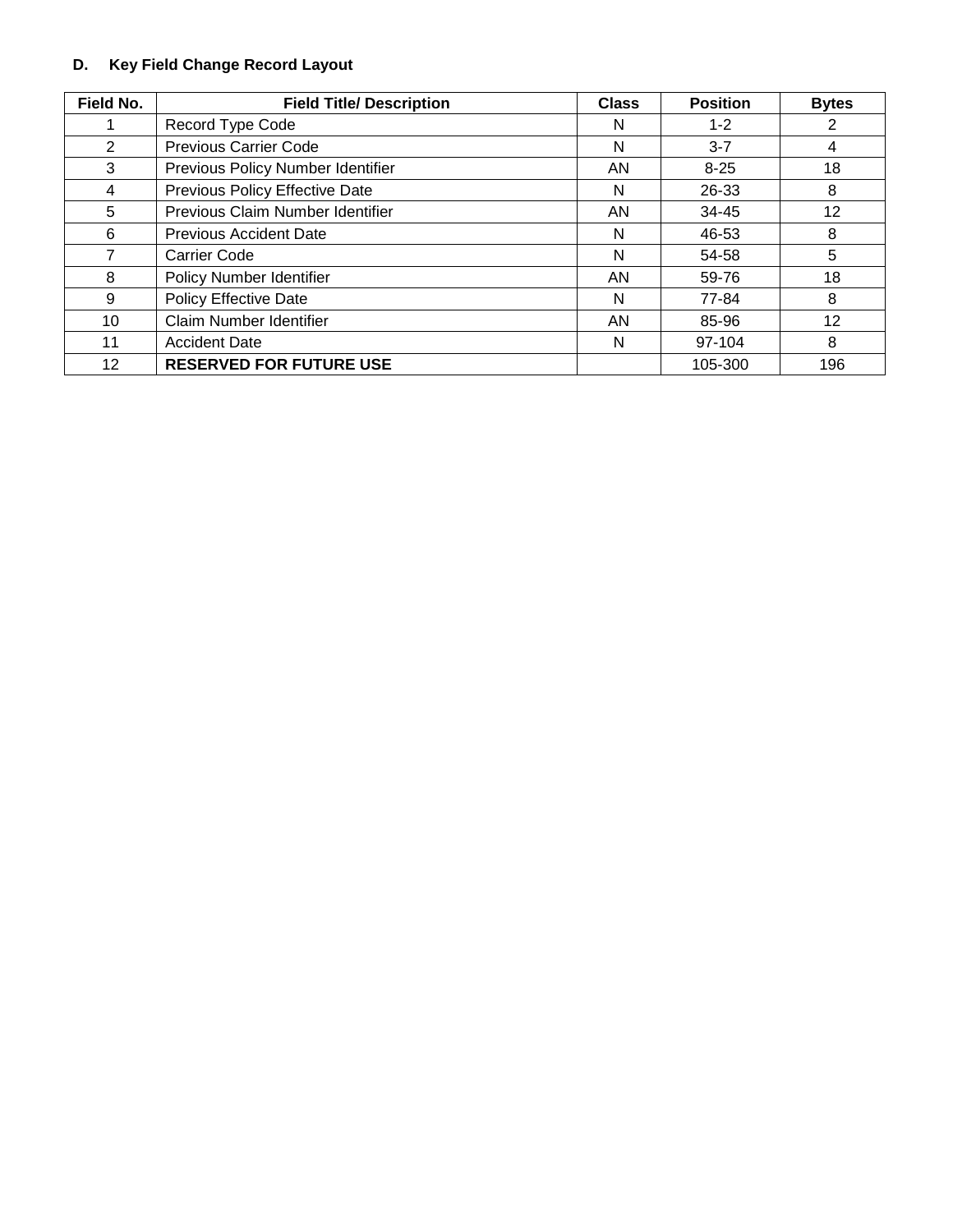### D. Key Field Change Record Layout

| Field No. | Field Title/ Description | Class | Position | Bytes |
|---|---|---|---|---|
| 1 | Record Type Code | N | 1-2 | 2 |
| 2 | Previous Carrier Code | N | 3-7 | 4 |
| 3 | Previous Policy Number Identifier | AN | 8-25 | 18 |
| 4 | Previous Policy Effective Date | N | 26-33 | 8 |
| 5 | Previous Claim Number Identifier | AN | 34-45 | 12 |
| 6 | Previous Accident Date | N | 46-53 | 8 |
| 7 | Carrier Code | N | 54-58 | 5 |
| 8 | Policy Number Identifier | AN | 59-76 | 18 |
| 9 | Policy Effective Date | N | 77-84 | 8 |
| 10 | Claim Number Identifier | AN | 85-96 | 12 |
| 11 | Accident Date | N | 97-104 | 8 |
| 12 | **RESERVED FOR FUTURE USE** | | 105-300 | 196 |